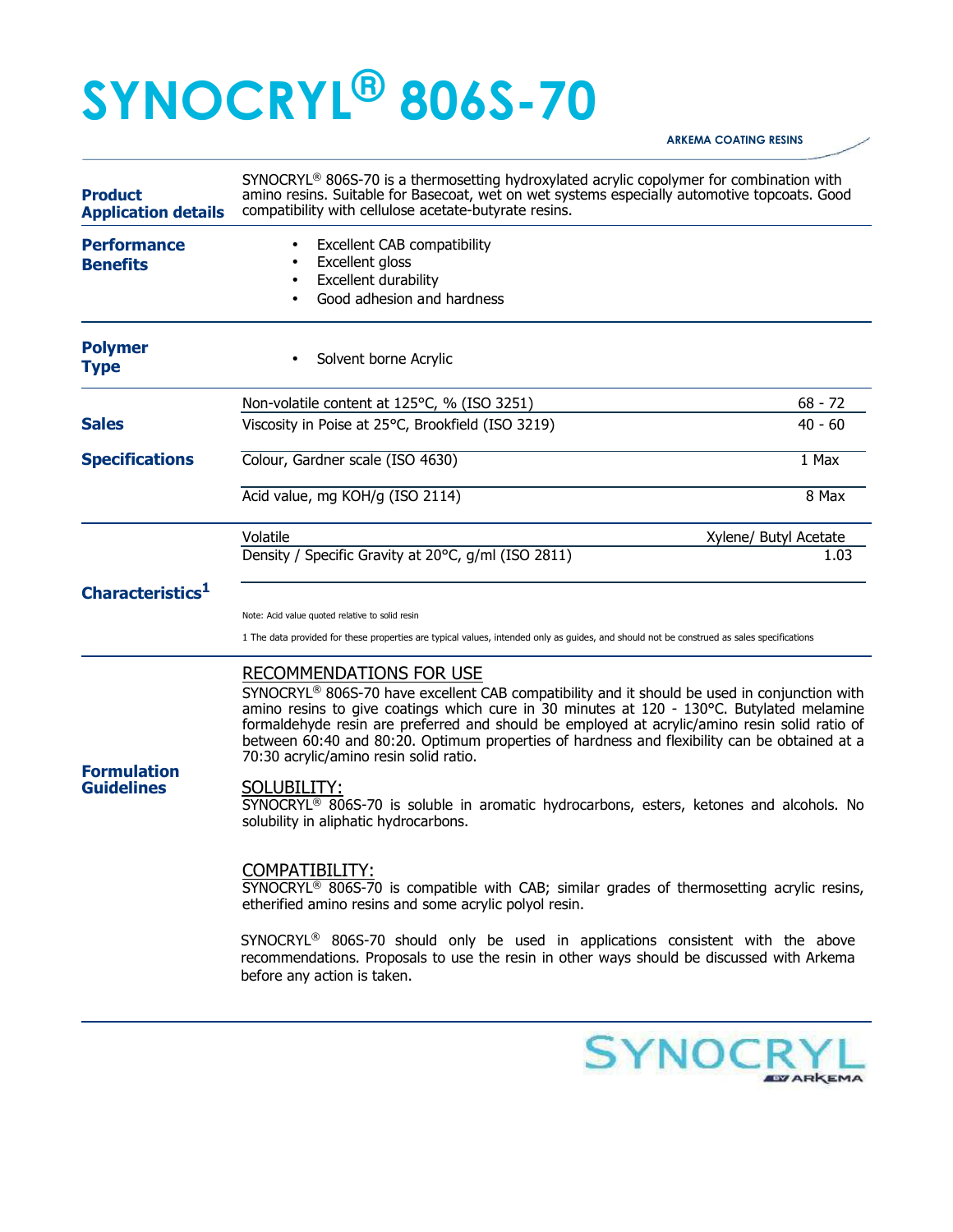# SYNOCRYL® 806S-70

ARKEMA COATING RESINS

**Product Application details**

SYNOCRYL® 806S-70 is a thermosetting hydroxylated acrylic copolymer for combination with amino resins. Suitable for Basecoat, wet on wet systems especially automotive topcoats. Good compatibility with cellulose acetate-butyrate resins.

**Performance Benefits**

- Excellent CAB compatibility
- Excellent gloss
- Excellent durability
- Good adhesion and hardness

**Polymer Type**

- Solvent borne Acrylic

**Sales Specifications**

| Property | Value |
|---|---|
| Non-volatile content at 125°C, % (ISO 3251) | 68 - 72 |
| Viscosity in Poise at 25°C, Brookfield (ISO 3219) | 40 - 60 |
| Colour, Gardner scale (ISO 4630) | 1 Max |
| Acid value, mg KOH/g (ISO 2114) | 8 Max |

**Characteristics[1]**

| Property | Value |
|---|---|
| Volatile | Xylene/ Butyl Acetate |
| Density / Specific Gravity at 20°C, g/ml (ISO 2811) | 1.03 |

Note: Acid value quoted relative to solid resin

1 The data provided for these properties are typical values, intended only as guides, and should not be construed as sales specifications

**Formulation Guidelines**

RECOMMENDATIONS FOR USE

SYNOCRYL® 806S-70 have excellent CAB compatibility and it should be used in conjunction with amino resins to give coatings which cure in 30 minutes at 120 - 130°C. Butylated melamine formaldehyde resin are preferred and should be employed at acrylic/amino resin solid ratio of between 60:40 and 80:20. Optimum properties of hardness and flexibility can be obtained at a 70:30 acrylic/amino resin solid ratio.

SOLUBILITY:

SYNOCRYL® 806S-70 is soluble in aromatic hydrocarbons, esters, ketones and alcohols. No solubility in aliphatic hydrocarbons.

COMPATIBILITY:

SYNOCRYL® 806S-70 is compatible with CAB; similar grades of thermosetting acrylic resins, etherified amino resins and some acrylic polyol resin.

SYNOCRYL® 806S-70 should only be used in applications consistent with the above recommendations. Proposals to use the resin in other ways should be discussed with Arkema before any action is taken.

SYNOCRYL BY ARKEMA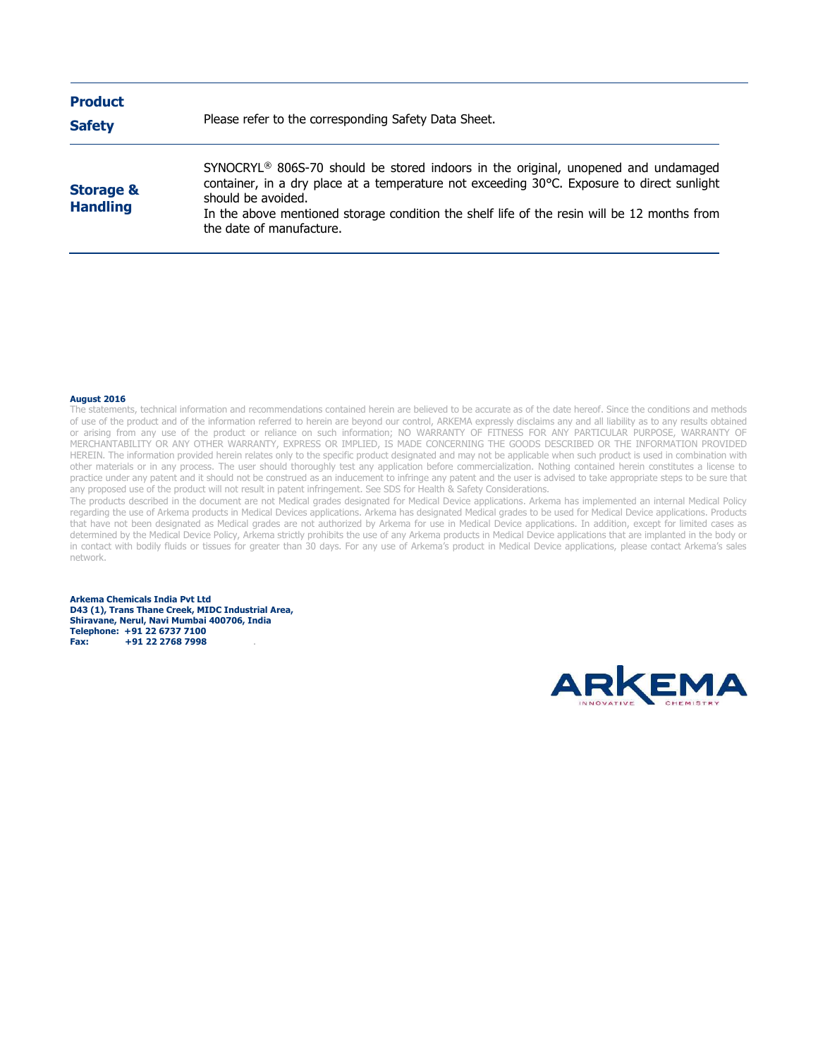| | |
|---|---|
| **Product Safety** | Please refer to the corresponding Safety Data Sheet. |
| **Storage & Handling** | SYNOCRYL® 806S-70 should be stored indoors in the original, unopened and undamaged container, in a dry place at a temperature not exceeding 30°C. Exposure to direct sunlight should be avoided.<br>In the above mentioned storage condition the shelf life of the resin will be 12 months from the date of manufacture. |

**August 2016**

The statements, technical information and recommendations contained herein are believed to be accurate as of the date hereof. Since the conditions and methods of use of the product and of the information referred to herein are beyond our control, ARKEMA expressly disclaims any and all liability as to any results obtained or arising from any use of the product or reliance on such information; NO WARRANTY OF FITNESS FOR ANY PARTICULAR PURPOSE, WARRANTY OF MERCHANTABILITY OR ANY OTHER WARRANTY, EXPRESS OR IMPLIED, IS MADE CONCERNING THE GOODS DESCRIBED OR THE INFORMATION PROVIDED HEREIN. The information provided herein relates only to the specific product designated and may not be applicable when such product is used in combination with other materials or in any process. The user should thoroughly test any application before commercialization. Nothing contained herein constitutes a license to practice under any patent and it should not be construed as an inducement to infringe any patent and the user is advised to take appropriate steps to be sure that any proposed use of the product will not result in patent infringement. See SDS for Health & Safety Considerations.

The products described in the document are not Medical grades designated for Medical Device applications. Arkema has implemented an internal Medical Policy regarding the use of Arkema products in Medical Devices applications. Arkema has designated Medical grades to be used for Medical Device applications. Products that have not been designated as Medical grades are not authorized by Arkema for use in Medical Device applications. In addition, except for limited cases as determined by the Medical Device Policy, Arkema strictly prohibits the use of any Arkema products in Medical Device applications that are implanted in the body or in contact with bodily fluids or tissues for greater than 30 days. For any use of Arkema's product in Medical Device applications, please contact Arkema's sales network.

**Arkema Chemicals India Pvt Ltd**
**D43 (1), Trans Thane Creek, MIDC Industrial Area,**
**Shiravane, Nerul, Navi Mumbai 400706, India**
**Telephone: +91 22 6737 7100**
**Fax: +91 22 2768 7998**

ARKEMA
INNOVATIVE CHEMISTRY